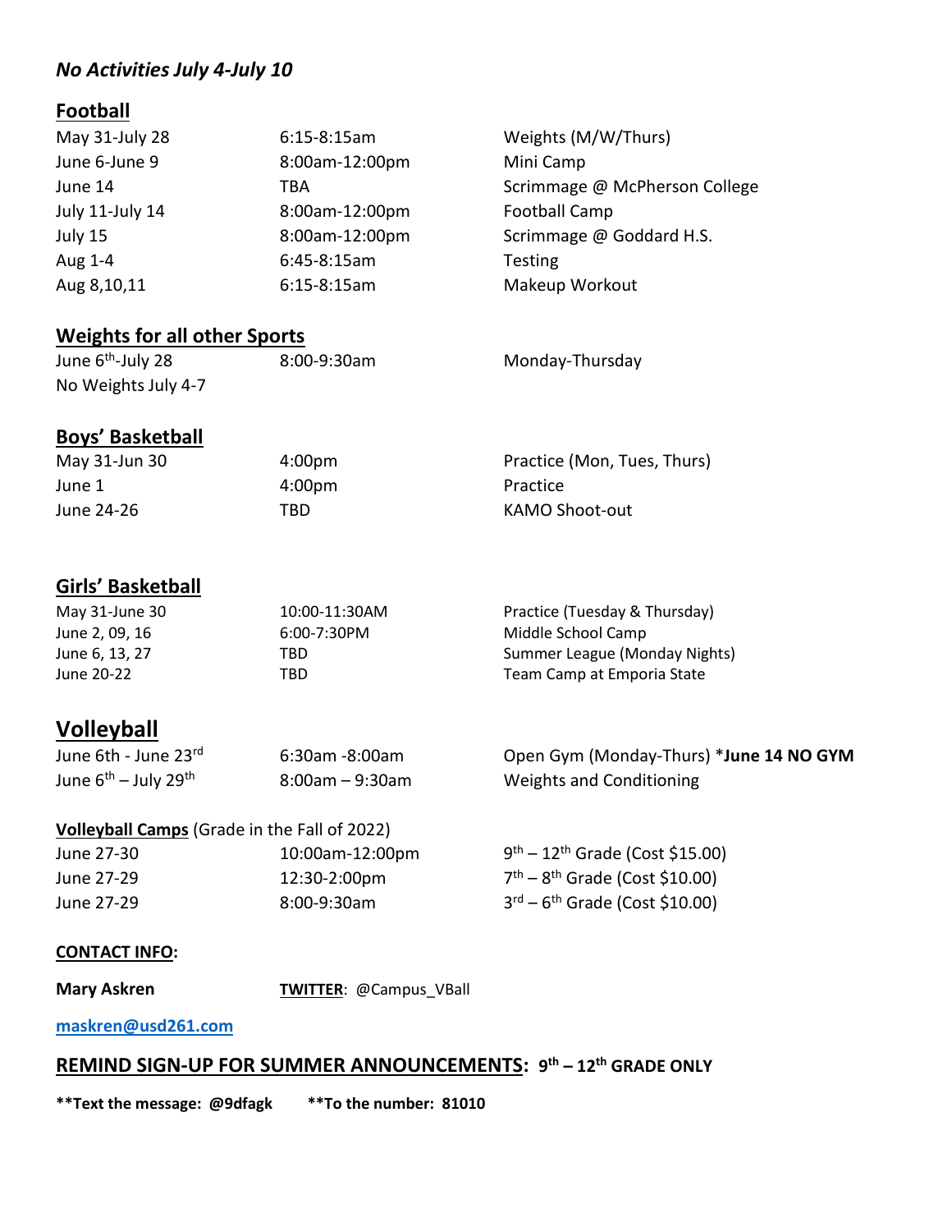***No Activities July 4-July 10***

## Football

| | | |
|---|---|---|
| May 31-July 28 | 6:15-8:15am | Weights (M/W/Thurs) |
| June 6-June 9 | 8:00am-12:00pm | Mini Camp |
| June 14 | TBA | Scrimmage @ McPherson College |
| July 11-July 14 | 8:00am-12:00pm | Football Camp |
| July 15 | 8:00am-12:00pm | Scrimmage @ Goddard H.S. |
| Aug 1-4 | 6:45-8:15am | Testing |
| Aug 8,10,11 | 6:15-8:15am | Makeup Workout |

## Weights for all other Sports

| | | |
|---|---|---|
| June 6th-July 28 | 8:00-9:30am | Monday-Thursday |
| No Weights July 4-7 | | |

## Boys' Basketball

| | | |
|---|---|---|
| May 31-Jun 30 | 4:00pm | Practice (Mon, Tues, Thurs) |
| June 1 | 4:00pm | Practice |
| June 24-26 | TBD | KAMO Shoot-out |

## Girls' Basketball

| | | |
|---|---|---|
| May 31-June 30 | 10:00-11:30AM | Practice (Tuesday & Thursday) |
| June 2, 09, 16 | 6:00-7:30PM | Middle School Camp |
| June 6, 13, 27 | TBD | Summer League (Monday Nights) |
| June 20-22 | TBD | Team Camp at Emporia State |

## Volleyball

| | | |
|---|---|---|
| June 6th - June 23rd | 6:30am -8:00am | Open Gym (Monday-Thurs) ***June 14 NO GYM** |
| June 6th – July 29th | 8:00am – 9:30am | Weights and Conditioning |

**Volleyball Camps** (Grade in the Fall of 2022)

| | | |
|---|---|---|
| June 27-30 | 10:00am-12:00pm | 9th – 12th Grade (Cost $15.00) |
| June 27-29 | 12:30-2:00pm | 7th – 8th Grade (Cost $10.00) |
| June 27-29 | 8:00-9:30am | 3rd – 6th Grade (Cost $10.00) |

**CONTACT INFO:**

**Mary Askren** **TWITTER**: @Campus_VBall

**maskren@usd261.com**

## REMIND SIGN-UP FOR SUMMER ANNOUNCEMENTS: 9th – 12th GRADE ONLY

****Text the message: @9dfagk** ****To the number: 81010**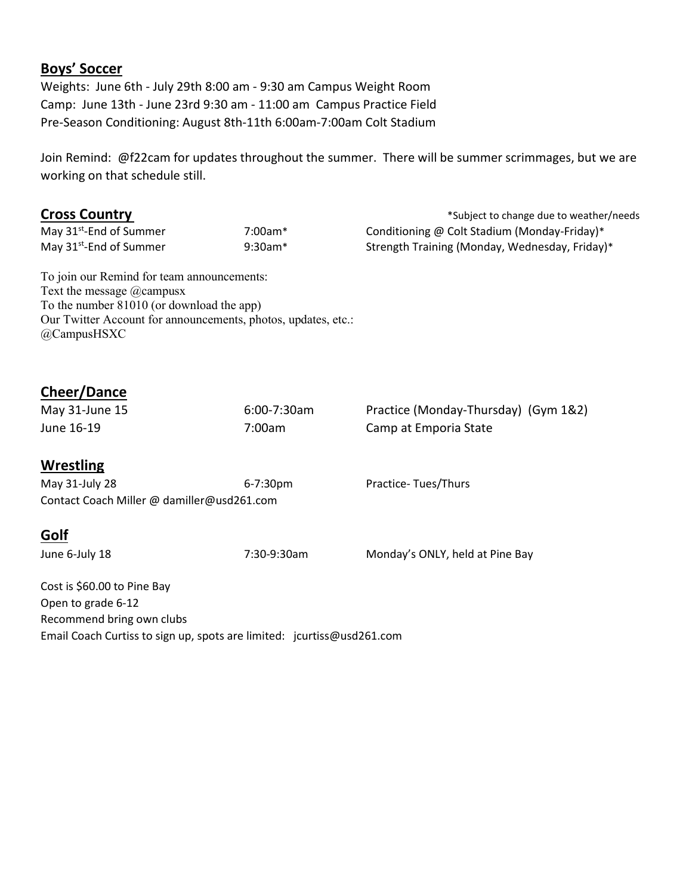## Boys' Soccer

Weights: June 6th - July 29th 8:00 am - 9:30 am Campus Weight Room
Camp: June 13th - June 23rd 9:30 am - 11:00 am Campus Practice Field
Pre-Season Conditioning: August 8th-11th 6:00am-7:00am Colt Stadium

Join Remind: @f22cam for updates throughout the summer. There will be summer scrimmages, but we are working on that schedule still.

## Cross Country

*Subject to change due to weather/needs

| | | |
|---|---|---|
| May 31st-End of Summer | 7:00am* | Conditioning @ Colt Stadium (Monday-Friday)* |
| May 31st-End of Summer | 9:30am* | Strength Training (Monday, Wednesday, Friday)* |

To join our Remind for team announcements:
Text the message @campusx
To the number 81010 (or download the app)
Our Twitter Account for announcements, photos, updates, etc.:
@CampusHSXC

## Cheer/Dance

| | | |
|---|---|---|
| May 31-June 15 | 6:00-7:30am | Practice (Monday-Thursday) (Gym 1&2) |
| June 16-19 | 7:00am | Camp at Emporia State |

## Wrestling

| | | |
|---|---|---|
| May 31-July 28 | 6-7:30pm | Practice- Tues/Thurs |

Contact Coach Miller @ damiller@usd261.com

## Golf

| | | |
|---|---|---|
| June 6-July 18 | 7:30-9:30am | Monday's ONLY, held at Pine Bay |

Cost is $60.00 to Pine Bay
Open to grade 6-12
Recommend bring own clubs
Email Coach Curtiss to sign up, spots are limited: jcurtiss@usd261.com